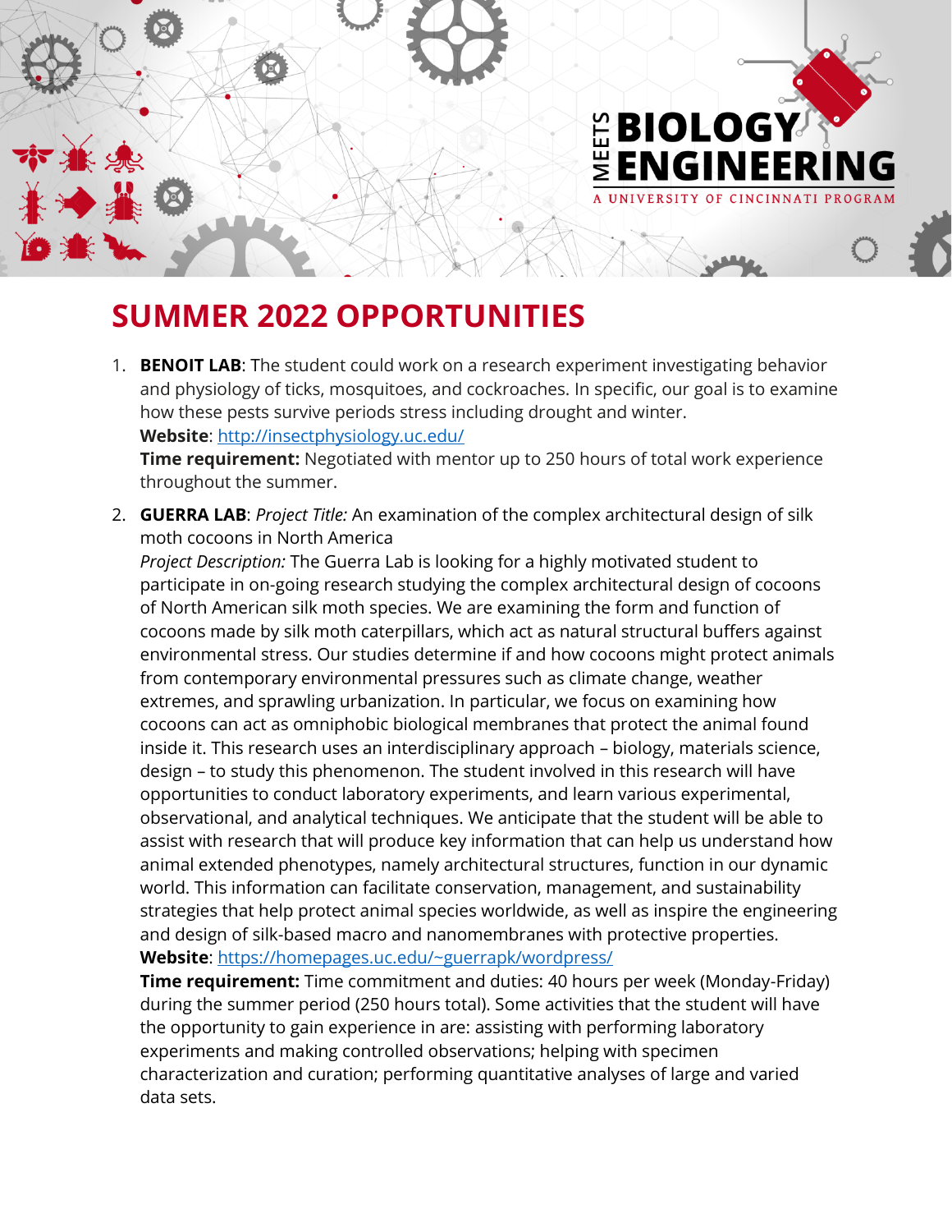# MEETS BIOLOGY ENGINEERING

A UNIVERSITY OF CINCINNATI PROGRAM

## SUMMER 2022 OPPORTUNITIES

1. **BENOIT LAB**: The student could work on a research experiment investigating behavior and physiology of ticks, mosquitoes, and cockroaches. In specific, our goal is to examine how these pests survive periods stress including drought and winter.
   **Website**: http://insectphysiology.uc.edu/
   **Time requirement:** Negotiated with mentor up to 250 hours of total work experience throughout the summer.

2. **GUERRA LAB**: *Project Title:* An examination of the complex architectural design of silk moth cocoons in North America
   *Project Description:* The Guerra Lab is looking for a highly motivated student to participate in on-going research studying the complex architectural design of cocoons of North American silk moth species. We are examining the form and function of cocoons made by silk moth caterpillars, which act as natural structural buffers against environmental stress. Our studies determine if and how cocoons might protect animals from contemporary environmental pressures such as climate change, weather extremes, and sprawling urbanization. In particular, we focus on examining how cocoons can act as omniphobic biological membranes that protect the animal found inside it. This research uses an interdisciplinary approach – biology, materials science, design – to study this phenomenon. The student involved in this research will have opportunities to conduct laboratory experiments, and learn various experimental, observational, and analytical techniques. We anticipate that the student will be able to assist with research that will produce key information that can help us understand how animal extended phenotypes, namely architectural structures, function in our dynamic world. This information can facilitate conservation, management, and sustainability strategies that help protect animal species worldwide, as well as inspire the engineering and design of silk-based macro and nanomembranes with protective properties.
   **Website**: https://homepages.uc.edu/~guerrapk/wordpress/
   **Time requirement:** Time commitment and duties: 40 hours per week (Monday-Friday) during the summer period (250 hours total). Some activities that the student will have the opportunity to gain experience in are: assisting with performing laboratory experiments and making controlled observations; helping with specimen characterization and curation; performing quantitative analyses of large and varied data sets.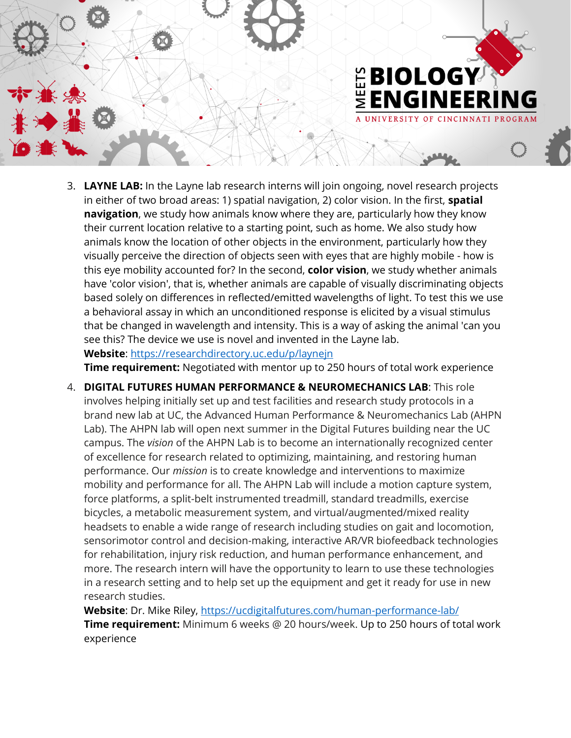3. **LAYNE LAB:** In the Layne lab research interns will join ongoing, novel research projects in either of two broad areas: 1) spatial navigation, 2) color vision. In the first, **spatial navigation**, we study how animals know where they are, particularly how they know their current location relative to a starting point, such as home. We also study how animals know the location of other objects in the environment, particularly how they visually perceive the direction of objects seen with eyes that are highly mobile - how is this eye mobility accounted for? In the second, **color vision**, we study whether animals have 'color vision', that is, whether animals are capable of visually discriminating objects based solely on differences in reflected/emitted wavelengths of light. To test this we use a behavioral assay in which an unconditioned response is elicited by a visual stimulus that be changed in wavelength and intensity. This is a way of asking the animal 'can you see this? The device we use is novel and invented in the Layne lab.
   **Website**: https://researchdirectory.uc.edu/p/laynejn
   **Time requirement:** Negotiated with mentor up to 250 hours of total work experience

4. **DIGITAL FUTURES HUMAN PERFORMANCE & NEUROMECHANICS LAB**: This role involves helping initially set up and test facilities and research study protocols in a brand new lab at UC, the Advanced Human Performance & Neuromechanics Lab (AHPN Lab). The AHPN lab will open next summer in the Digital Futures building near the UC campus. The *vision* of the AHPN Lab is to become an internationally recognized center of excellence for research related to optimizing, maintaining, and restoring human performance. Our *mission* is to create knowledge and interventions to maximize mobility and performance for all. The AHPN Lab will include a motion capture system, force platforms, a split-belt instrumented treadmill, standard treadmills, exercise bicycles, a metabolic measurement system, and virtual/augmented/mixed reality headsets to enable a wide range of research including studies on gait and locomotion, sensorimotor control and decision-making, interactive AR/VR biofeedback technologies for rehabilitation, injury risk reduction, and human performance enhancement, and more. The research intern will have the opportunity to learn to use these technologies in a research setting and to help set up the equipment and get it ready for use in new research studies.
   **Website**: Dr. Mike Riley, https://ucdigitalfutures.com/human-performance-lab/
   **Time requirement:** Minimum 6 weeks @ 20 hours/week. Up to 250 hours of total work experience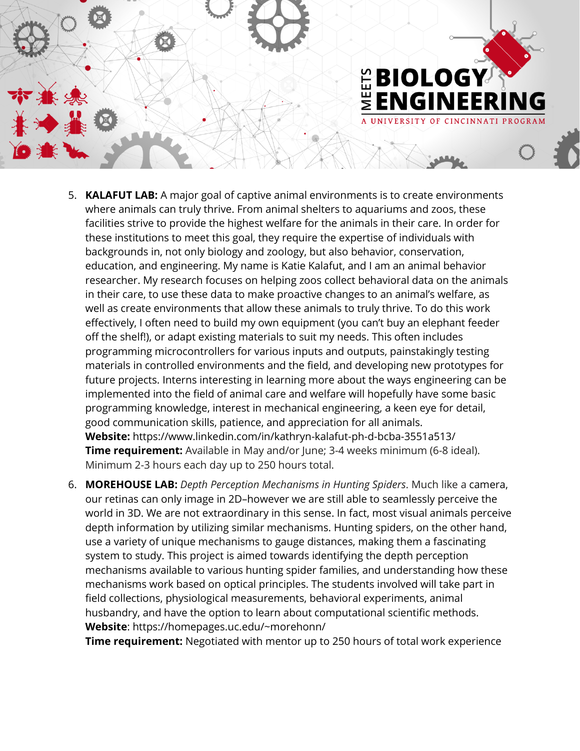5. **KALAFUT LAB:** A major goal of captive animal environments is to create environments where animals can truly thrive. From animal shelters to aquariums and zoos, these facilities strive to provide the highest welfare for the animals in their care. In order for these institutions to meet this goal, they require the expertise of individuals with backgrounds in, not only biology and zoology, but also behavior, conservation, education, and engineering. My name is Katie Kalafut, and I am an animal behavior researcher. My research focuses on helping zoos collect behavioral data on the animals in their care, to use these data to make proactive changes to an animal's welfare, as well as create environments that allow these animals to truly thrive. To do this work effectively, I often need to build my own equipment (you can't buy an elephant feeder off the shelf!), or adapt existing materials to suit my needs. This often includes programming microcontrollers for various inputs and outputs, painstakingly testing materials in controlled environments and the field, and developing new prototypes for future projects. Interns interesting in learning more about the ways engineering can be implemented into the field of animal care and welfare will hopefully have some basic programming knowledge, interest in mechanical engineering, a keen eye for detail, good communication skills, patience, and appreciation for all animals.
   **Website:** https://www.linkedin.com/in/kathryn-kalafut-ph-d-bcba-3551a513/
   **Time requirement:** Available in May and/or June; 3-4 weeks minimum (6-8 ideal). Minimum 2-3 hours each day up to 250 hours total.

6. **MOREHOUSE LAB:** *Depth Perception Mechanisms in Hunting Spiders*. Much like a camera, our retinas can only image in 2D–however we are still able to seamlessly perceive the world in 3D. We are not extraordinary in this sense. In fact, most visual animals perceive depth information by utilizing similar mechanisms. Hunting spiders, on the other hand, use a variety of unique mechanisms to gauge distances, making them a fascinating system to study. This project is aimed towards identifying the depth perception mechanisms available to various hunting spider families, and understanding how these mechanisms work based on optical principles. The students involved will take part in field collections, physiological measurements, behavioral experiments, animal husbandry, and have the option to learn about computational scientific methods.
   **Website**: https://homepages.uc.edu/~morehonn/
   **Time requirement:** Negotiated with mentor up to 250 hours of total work experience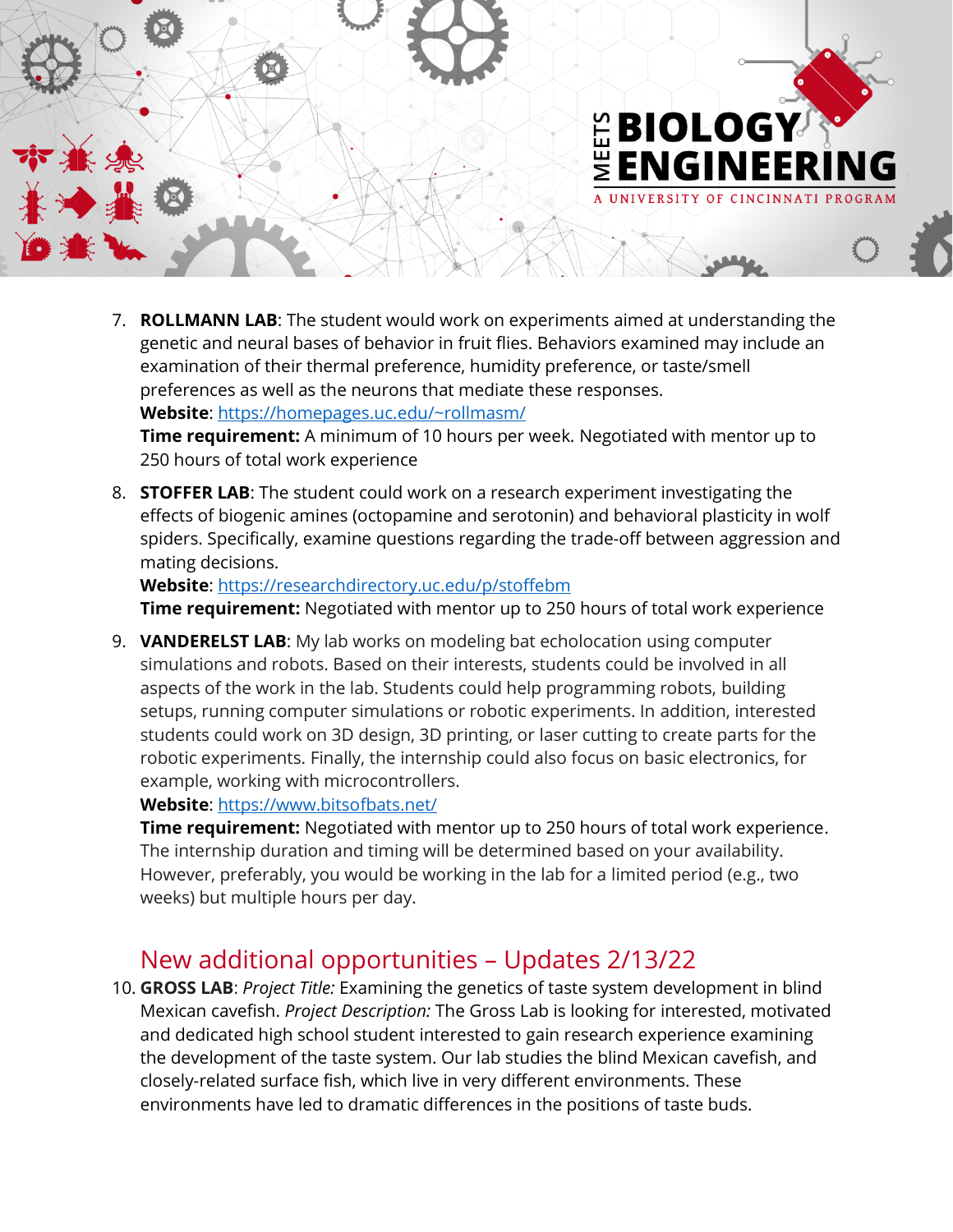7. **ROLLMANN LAB**: The student would work on experiments aimed at understanding the genetic and neural bases of behavior in fruit flies. Behaviors examined may include an examination of their thermal preference, humidity preference, or taste/smell preferences as well as the neurons that mediate these responses.
   **Website**: [https://homepages.uc.edu/~rollmasm/](https://homepages.uc.edu/~rollmasm/)
   **Time requirement:** A minimum of 10 hours per week. Negotiated with mentor up to 250 hours of total work experience

8. **STOFFER LAB**: The student could work on a research experiment investigating the effects of biogenic amines (octopamine and serotonin) and behavioral plasticity in wolf spiders. Specifically, examine questions regarding the trade-off between aggression and mating decisions.
   **Website**: [https://researchdirectory.uc.edu/p/stoffebm](https://researchdirectory.uc.edu/p/stoffebm)
   **Time requirement:** Negotiated with mentor up to 250 hours of total work experience

9. **VANDERELST LAB**: My lab works on modeling bat echolocation using computer simulations and robots. Based on their interests, students could be involved in all aspects of the work in the lab. Students could help programming robots, building setups, running computer simulations or robotic experiments. In addition, interested students could work on 3D design, 3D printing, or laser cutting to create parts for the robotic experiments. Finally, the internship could also focus on basic electronics, for example, working with microcontrollers.
   **Website**: [https://www.bitsofbats.net/](https://www.bitsofbats.net/)
   **Time requirement:** Negotiated with mentor up to 250 hours of total work experience. The internship duration and timing will be determined based on your availability. However, preferably, you would be working in the lab for a limited period (e.g., two weeks) but multiple hours per day.

## New additional opportunities – Updates 2/13/22

10. **GROSS LAB**: *Project Title:* Examining the genetics of taste system development in blind Mexican cavefish. *Project Description:* The Gross Lab is looking for interested, motivated and dedicated high school student interested to gain research experience examining the development of the taste system. Our lab studies the blind Mexican cavefish, and closely-related surface fish, which live in very different environments. These environments have led to dramatic differences in the positions of taste buds.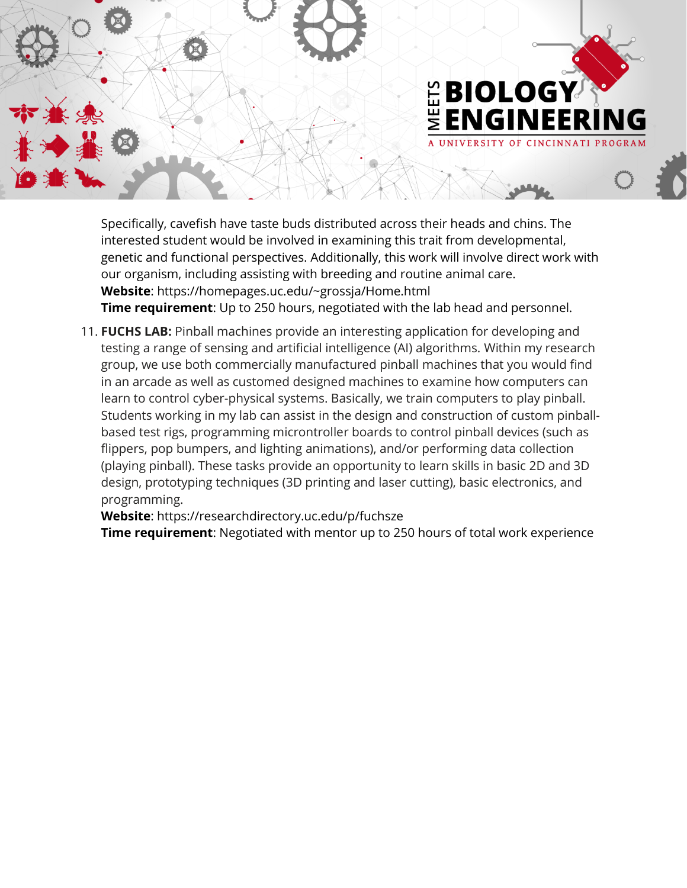Specifically, cavefish have taste buds distributed across their heads and chins. The interested student would be involved in examining this trait from developmental, genetic and functional perspectives. Additionally, this work will involve direct work with our organism, including assisting with breeding and routine animal care.
**Website**: https://homepages.uc.edu/~grossja/Home.html
**Time requirement**: Up to 250 hours, negotiated with the lab head and personnel.

11. **FUCHS LAB:** Pinball machines provide an interesting application for developing and testing a range of sensing and artificial intelligence (AI) algorithms. Within my research group, we use both commercially manufactured pinball machines that you would find in an arcade as well as customed designed machines to examine how computers can learn to control cyber-physical systems. Basically, we train computers to play pinball. Students working in my lab can assist in the design and construction of custom pinball-based test rigs, programming microntroller boards to control pinball devices (such as flippers, pop bumpers, and lighting animations), and/or performing data collection (playing pinball). These tasks provide an opportunity to learn skills in basic 2D and 3D design, prototyping techniques (3D printing and laser cutting), basic electronics, and programming.
**Website**: https://researchdirectory.uc.edu/p/fuchsze
**Time requirement**: Negotiated with mentor up to 250 hours of total work experience